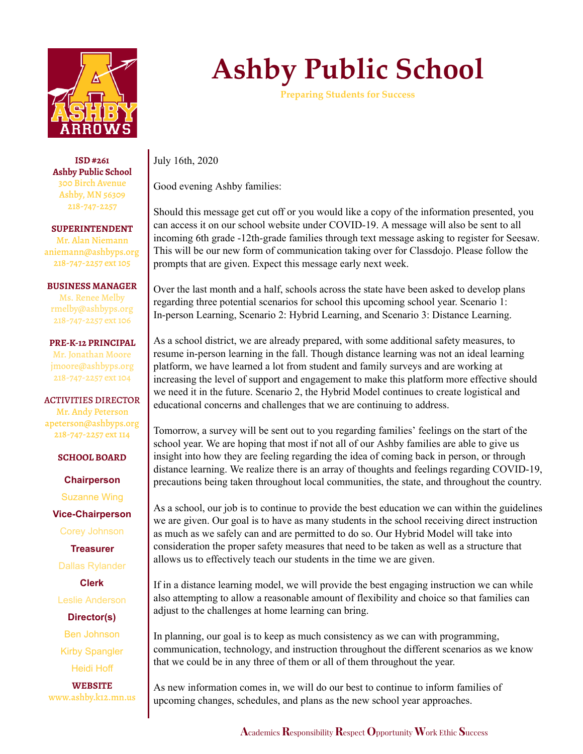# Ashby Public School

**Preparing Students for Success**

**ISD #261**
**Ashby Public School**
300 Birch Avenue
Ashby, MN 56309
218-747-2257

**SUPERINTENDENT**
Mr. Alan Niemann
aniemann@ashbyps.org
218-747-2257 ext 105

**BUSINESS MANAGER**
Ms. Renee Melby
rmelby@ashbyps.org
218-747-2257 ext 106

**PRE-K-12 PRINCIPAL**
Mr. Jonathan Moore
jmoore@ashbyps.org
218-747-2257 ext 104

**ACTIVITIES DIRECTOR**
Mr. Andy Peterson
apeterson@ashbyps.org
218-747-2257 ext 114

**SCHOOL BOARD**

**Chairperson**
Suzanne Wing

**Vice-Chairperson**
Corey Johnson

**Treasurer**
Dallas Rylander

**Clerk**
Leslie Anderson

**Director(s)**
Ben Johnson
Kirby Spangler
Heidi Hoff

**WEBSITE**
www.ashby.k12.mn.us

July 16th, 2020

Good evening Ashby families:

Should this message get cut off or you would like a copy of the information presented, you can access it on our school website under COVID-19. A message will also be sent to all incoming 6th grade -12th-grade families through text message asking to register for Seesaw. This will be our new form of communication taking over for Classdojo. Please follow the prompts that are given. Expect this message early next week.

Over the last month and a half, schools across the state have been asked to develop plans regarding three potential scenarios for school this upcoming school year. Scenario 1: In-person Learning, Scenario 2: Hybrid Learning, and Scenario 3: Distance Learning.

As a school district, we are already prepared, with some additional safety measures, to resume in-person learning in the fall. Though distance learning was not an ideal learning platform, we have learned a lot from student and family surveys and are working at increasing the level of support and engagement to make this platform more effective should we need it in the future. Scenario 2, the Hybrid Model continues to create logistical and educational concerns and challenges that we are continuing to address.

Tomorrow, a survey will be sent out to you regarding families' feelings on the start of the school year. We are hoping that most if not all of our Ashby families are able to give us insight into how they are feeling regarding the idea of coming back in person, or through distance learning. We realize there is an array of thoughts and feelings regarding COVID-19, precautions being taken throughout local communities, the state, and throughout the country.

As a school, our job is to continue to provide the best education we can within the guidelines we are given. Our goal is to have as many students in the school receiving direct instruction as much as we safely can and are permitted to do so. Our Hybrid Model will take into consideration the proper safety measures that need to be taken as well as a structure that allows us to effectively teach our students in the time we are given.

If in a distance learning model, we will provide the best engaging instruction we can while also attempting to allow a reasonable amount of flexibility and choice so that families can adjust to the challenges at home learning can bring.

In planning, our goal is to keep as much consistency as we can with programming, communication, technology, and instruction throughout the different scenarios as we know that we could be in any three of them or all of them throughout the year.

As new information comes in, we will do our best to continue to inform families of upcoming changes, schedules, and plans as the new school year approaches.

**A**cademics **R**esponsibility **R**espect **O**pportunity **W**ork Ethic **S**uccess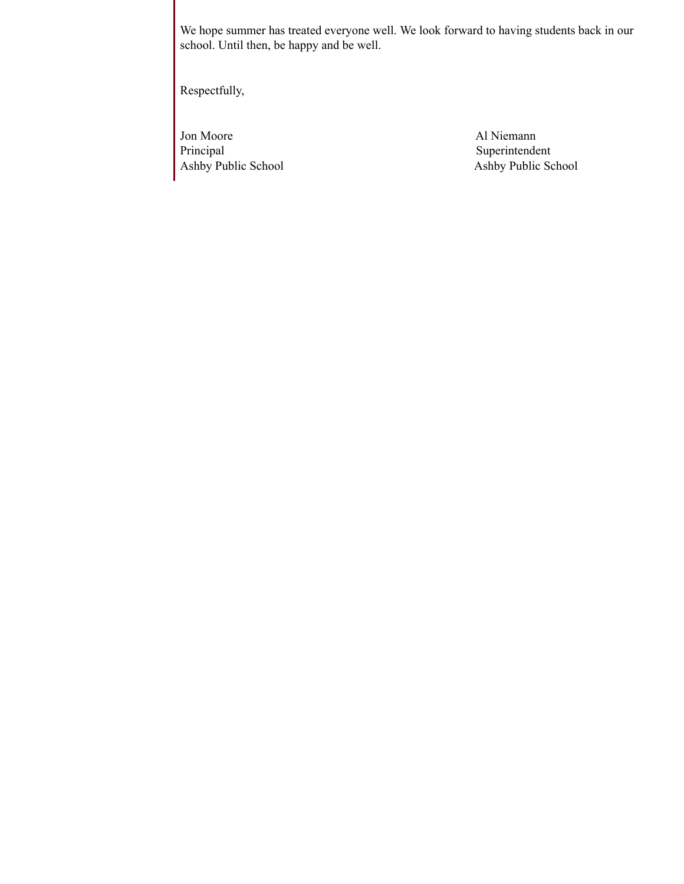We hope summer has treated everyone well. We look forward to having students back in our school. Until then, be happy and be well.

Respectfully,

Jon Moore
Principal
Ashby Public School

Al Niemann
Superintendent
Ashby Public School